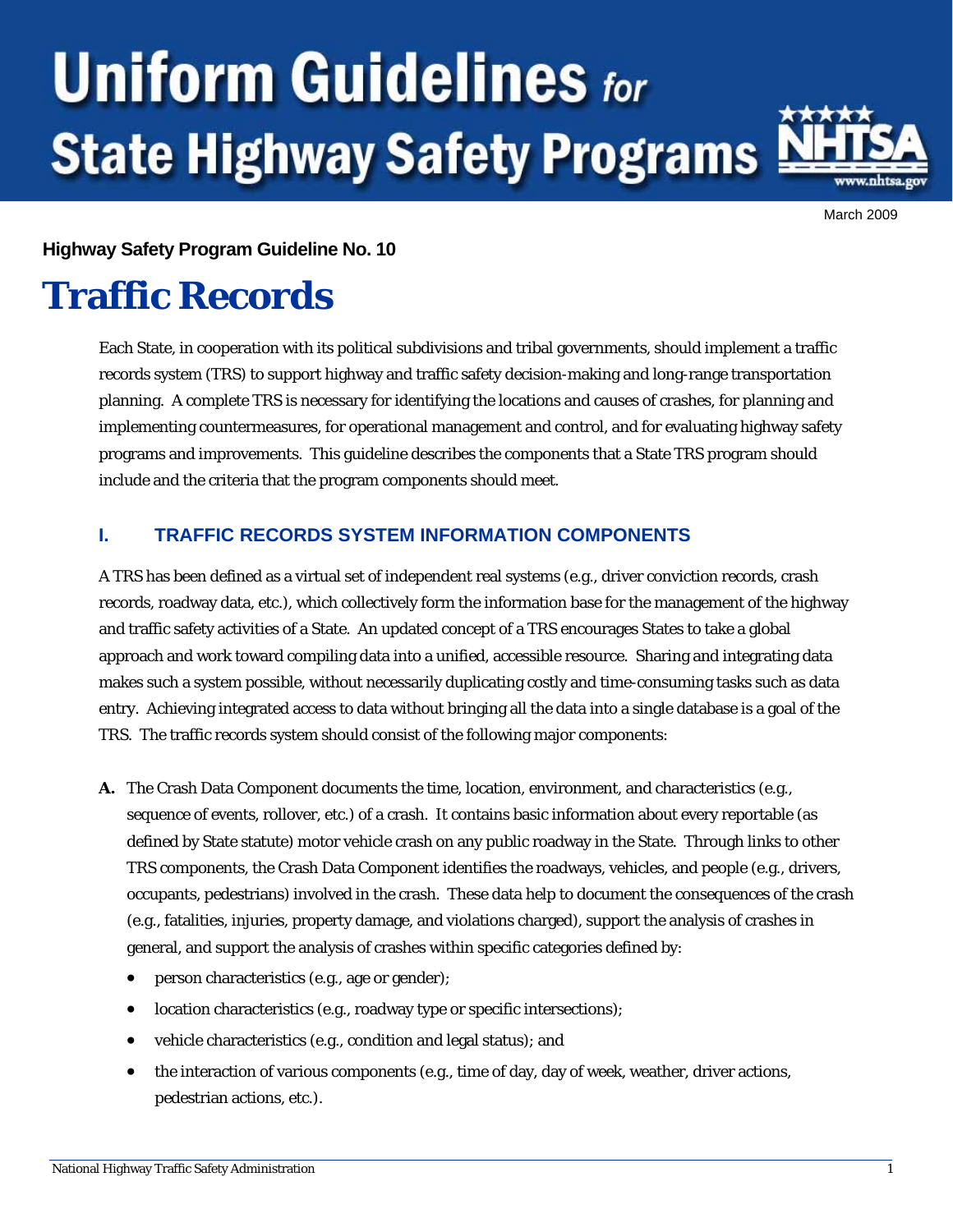# Uniform Guidelines for State Highway Safety Programs

March 2009

**Highway Safety Program Guideline No. 10**

# Traffic Records

Each State, in cooperation with its political subdivisions and tribal governments, should implement a traffic records system (TRS) to support highway and traffic safety decision-making and long-range transportation planning. A complete TRS is necessary for identifying the locations and causes of crashes, for planning and implementing countermeasures, for operational management and control, and for evaluating highway safety programs and improvements. This guideline describes the components that a State TRS program should include and the criteria that the program components should meet.

## I. TRAFFIC RECORDS SYSTEM INFORMATION COMPONENTS

A TRS has been defined as a virtual set of independent real systems (e.g., driver conviction records, crash records, roadway data, etc.), which collectively form the information base for the management of the highway and traffic safety activities of a State. An updated concept of a TRS encourages States to take a global approach and work toward compiling data into a unified, accessible resource. Sharing and integrating data makes such a system possible, without necessarily duplicating costly and time-consuming tasks such as data entry. Achieving integrated access to data without bringing all the data into a single database is a goal of the TRS. The traffic records system should consist of the following major components:

**A.** The Crash Data Component documents the time, location, environment, and characteristics (e.g., sequence of events, rollover, etc.) of a crash. It contains basic information about every reportable (as defined by State statute) motor vehicle crash on any public roadway in the State. Through links to other TRS components, the Crash Data Component identifies the roadways, vehicles, and people (e.g., drivers, occupants, pedestrians) involved in the crash. These data help to document the consequences of the crash (e.g., fatalities, injuries, property damage, and violations charged), support the analysis of crashes in general, and support the analysis of crashes within specific categories defined by:

- person characteristics (e.g., age or gender);
- location characteristics (e.g., roadway type or specific intersections);
- vehicle characteristics (e.g., condition and legal status); and
- the interaction of various components (e.g., time of day, day of week, weather, driver actions, pedestrian actions, etc.).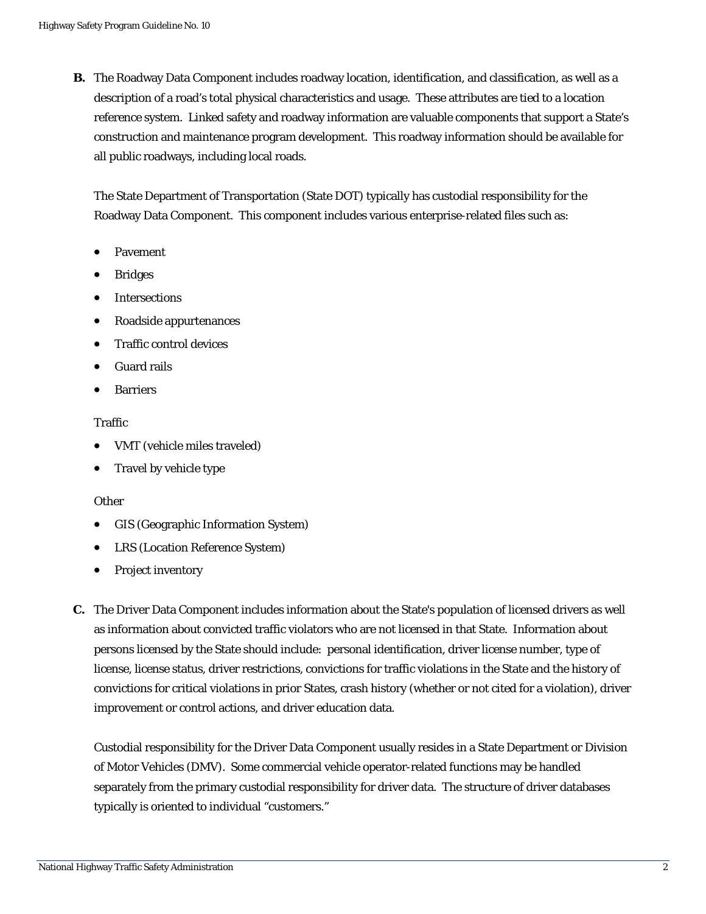**B.** The Roadway Data Component includes roadway location, identification, and classification, as well as a description of a road's total physical characteristics and usage. These attributes are tied to a location reference system. Linked safety and roadway information are valuable components that support a State's construction and maintenance program development. This roadway information should be available for all public roadways, including local roads.

The State Department of Transportation (State DOT) typically has custodial responsibility for the Roadway Data Component. This component includes various enterprise-related files such as:

- Pavement
- Bridges
- Intersections
- Roadside appurtenances
- Traffic control devices
- Guard rails
- Barriers

Traffic

- VMT (vehicle miles traveled)
- Travel by vehicle type

Other

- GIS (Geographic Information System)
- LRS (Location Reference System)
- Project inventory

**C.** The Driver Data Component includes information about the State's population of licensed drivers as well as information about convicted traffic violators who are not licensed in that State. Information about persons licensed by the State should include: personal identification, driver license number, type of license, license status, driver restrictions, convictions for traffic violations in the State and the history of convictions for critical violations in prior States, crash history (whether or not cited for a violation), driver improvement or control actions, and driver education data.

Custodial responsibility for the Driver Data Component usually resides in a State Department or Division of Motor Vehicles (DMV). Some commercial vehicle operator-related functions may be handled separately from the primary custodial responsibility for driver data. The structure of driver databases typically is oriented to individual "customers."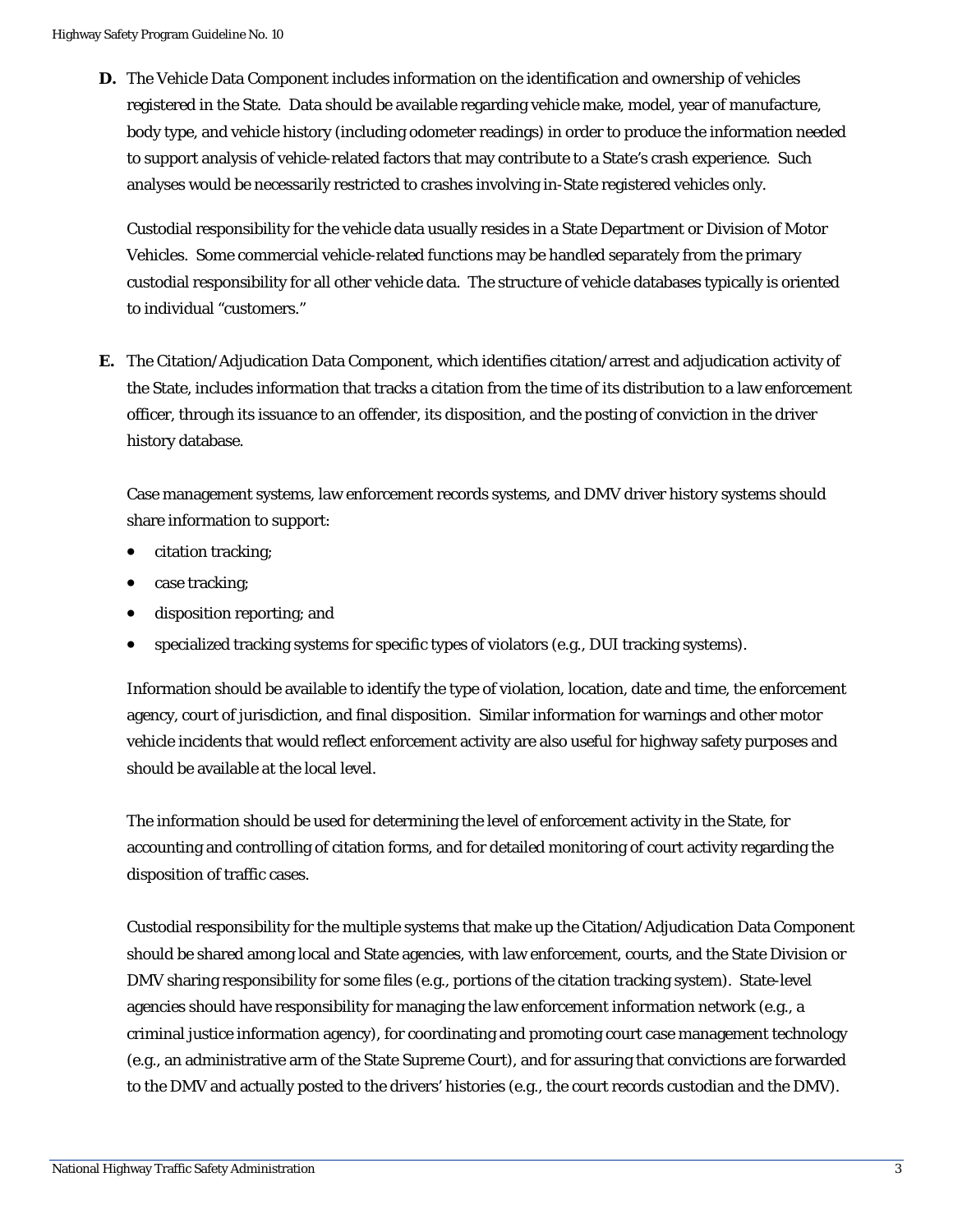**D.** The Vehicle Data Component includes information on the identification and ownership of vehicles registered in the State. Data should be available regarding vehicle make, model, year of manufacture, body type, and vehicle history (including odometer readings) in order to produce the information needed to support analysis of vehicle-related factors that may contribute to a State's crash experience. Such analyses would be necessarily restricted to crashes involving in-State registered vehicles only.

Custodial responsibility for the vehicle data usually resides in a State Department or Division of Motor Vehicles. Some commercial vehicle-related functions may be handled separately from the primary custodial responsibility for all other vehicle data. The structure of vehicle databases typically is oriented to individual "customers."

**E.** The Citation/Adjudication Data Component, which identifies citation/arrest and adjudication activity of the State, includes information that tracks a citation from the time of its distribution to a law enforcement officer, through its issuance to an offender, its disposition, and the posting of conviction in the driver history database.

Case management systems, law enforcement records systems, and DMV driver history systems should share information to support:

- citation tracking;
- case tracking;
- disposition reporting; and
- specialized tracking systems for specific types of violators (e.g., DUI tracking systems).

Information should be available to identify the type of violation, location, date and time, the enforcement agency, court of jurisdiction, and final disposition. Similar information for warnings and other motor vehicle incidents that would reflect enforcement activity are also useful for highway safety purposes and should be available at the local level.

The information should be used for determining the level of enforcement activity in the State, for accounting and controlling of citation forms, and for detailed monitoring of court activity regarding the disposition of traffic cases.

Custodial responsibility for the multiple systems that make up the Citation/Adjudication Data Component should be shared among local and State agencies, with law enforcement, courts, and the State Division or DMV sharing responsibility for some files (e.g., portions of the citation tracking system). State-level agencies should have responsibility for managing the law enforcement information network (e.g., a criminal justice information agency), for coordinating and promoting court case management technology (e.g., an administrative arm of the State Supreme Court), and for assuring that convictions are forwarded to the DMV and actually posted to the drivers' histories (e.g., the court records custodian and the DMV).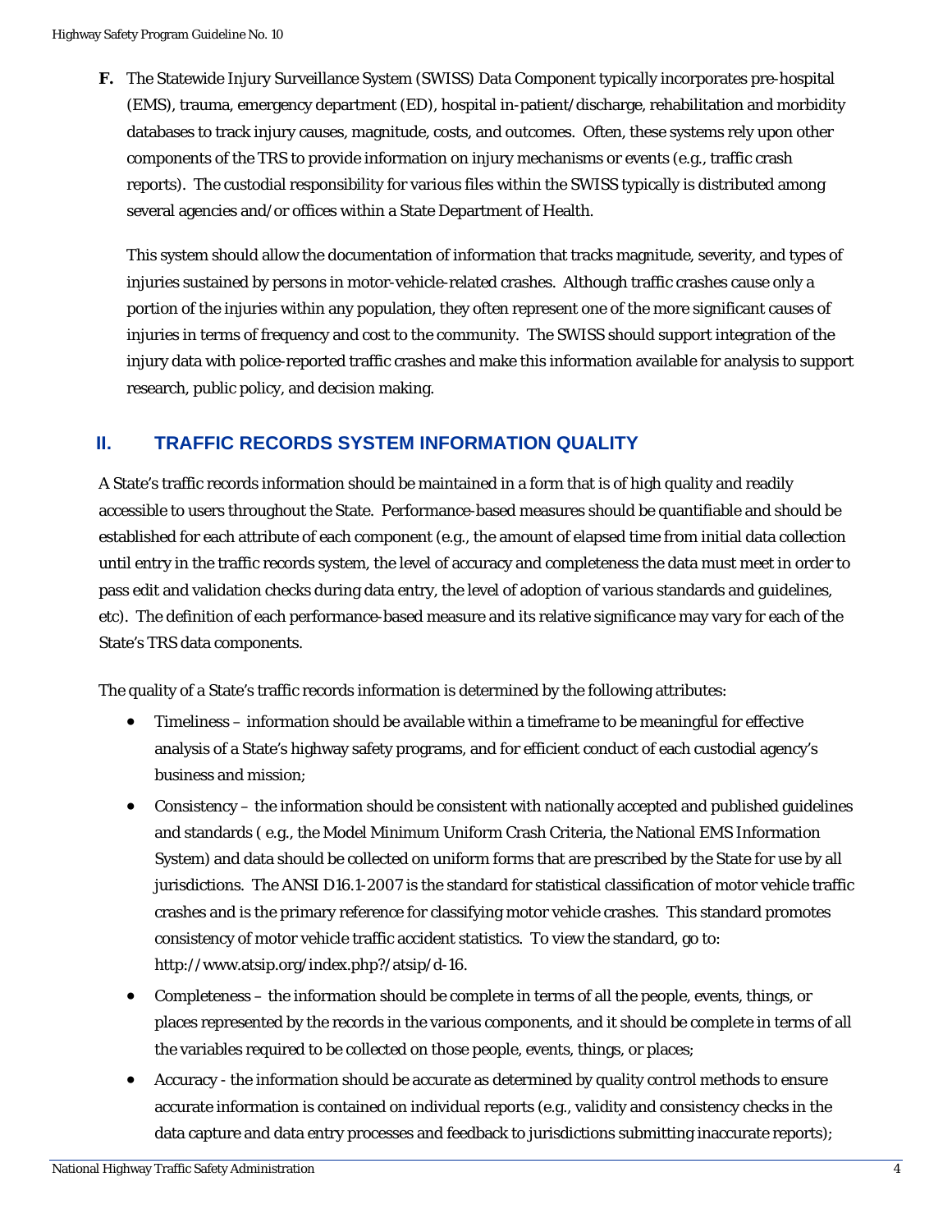**F.** The Statewide Injury Surveillance System (SWISS) Data Component typically incorporates pre-hospital (EMS), trauma, emergency department (ED), hospital in-patient/discharge, rehabilitation and morbidity databases to track injury causes, magnitude, costs, and outcomes. Often, these systems rely upon other components of the TRS to provide information on injury mechanisms or events (e.g., traffic crash reports). The custodial responsibility for various files within the SWISS typically is distributed among several agencies and/or offices within a State Department of Health.

This system should allow the documentation of information that tracks magnitude, severity, and types of injuries sustained by persons in motor-vehicle-related crashes. Although traffic crashes cause only a portion of the injuries within any population, they often represent one of the more significant causes of injuries in terms of frequency and cost to the community. The SWISS should support integration of the injury data with police-reported traffic crashes and make this information available for analysis to support research, public policy, and decision making.

## II. TRAFFIC RECORDS SYSTEM INFORMATION QUALITY

A State's traffic records information should be maintained in a form that is of high quality and readily accessible to users throughout the State. Performance-based measures should be quantifiable and should be established for each attribute of each component (e.g., the amount of elapsed time from initial data collection until entry in the traffic records system, the level of accuracy and completeness the data must meet in order to pass edit and validation checks during data entry, the level of adoption of various standards and guidelines, etc). The definition of each performance-based measure and its relative significance may vary for each of the State's TRS data components.

The quality of a State's traffic records information is determined by the following attributes:

- Timeliness – information should be available within a timeframe to be meaningful for effective analysis of a State's highway safety programs, and for efficient conduct of each custodial agency's business and mission;
- Consistency – the information should be consistent with nationally accepted and published guidelines and standards ( e.g., the Model Minimum Uniform Crash Criteria, the National EMS Information System) and data should be collected on uniform forms that are prescribed by the State for use by all jurisdictions. The ANSI D16.1-2007 is the standard for statistical classification of motor vehicle traffic crashes and is the primary reference for classifying motor vehicle crashes. This standard promotes consistency of motor vehicle traffic accident statistics. To view the standard, go to: http://www.atsip.org/index.php?/atsip/d-16.
- Completeness – the information should be complete in terms of all the people, events, things, or places represented by the records in the various components, and it should be complete in terms of all the variables required to be collected on those people, events, things, or places;
- Accuracy - the information should be accurate as determined by quality control methods to ensure accurate information is contained on individual reports (e.g., validity and consistency checks in the data capture and data entry processes and feedback to jurisdictions submitting inaccurate reports);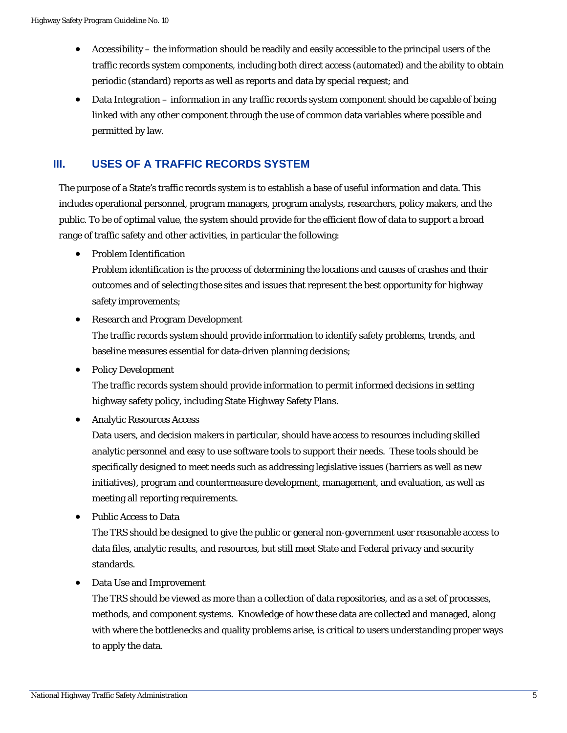- Accessibility – the information should be readily and easily accessible to the principal users of the traffic records system components, including both direct access (automated) and the ability to obtain periodic (standard) reports as well as reports and data by special request; and
- Data Integration – information in any traffic records system component should be capable of being linked with any other component through the use of common data variables where possible and permitted by law.

## III. USES OF A TRAFFIC RECORDS SYSTEM

The purpose of a State's traffic records system is to establish a base of useful information and data. This includes operational personnel, program managers, program analysts, researchers, policy makers, and the public. To be of optimal value, the system should provide for the efficient flow of data to support a broad range of traffic safety and other activities, in particular the following:

- Problem Identification
  Problem identification is the process of determining the locations and causes of crashes and their outcomes and of selecting those sites and issues that represent the best opportunity for highway safety improvements;
- Research and Program Development
  The traffic records system should provide information to identify safety problems, trends, and baseline measures essential for data-driven planning decisions;
- Policy Development
  The traffic records system should provide information to permit informed decisions in setting highway safety policy, including State Highway Safety Plans.
- Analytic Resources Access
  Data users, and decision makers in particular, should have access to resources including skilled analytic personnel and easy to use software tools to support their needs. These tools should be specifically designed to meet needs such as addressing legislative issues (barriers as well as new initiatives), program and countermeasure development, management, and evaluation, as well as meeting all reporting requirements.
- Public Access to Data
  The TRS should be designed to give the public or general non-government user reasonable access to data files, analytic results, and resources, but still meet State and Federal privacy and security standards.
- Data Use and Improvement
  The TRS should be viewed as more than a collection of data repositories, and as a set of processes, methods, and component systems. Knowledge of how these data are collected and managed, along with where the bottlenecks and quality problems arise, is critical to users understanding proper ways to apply the data.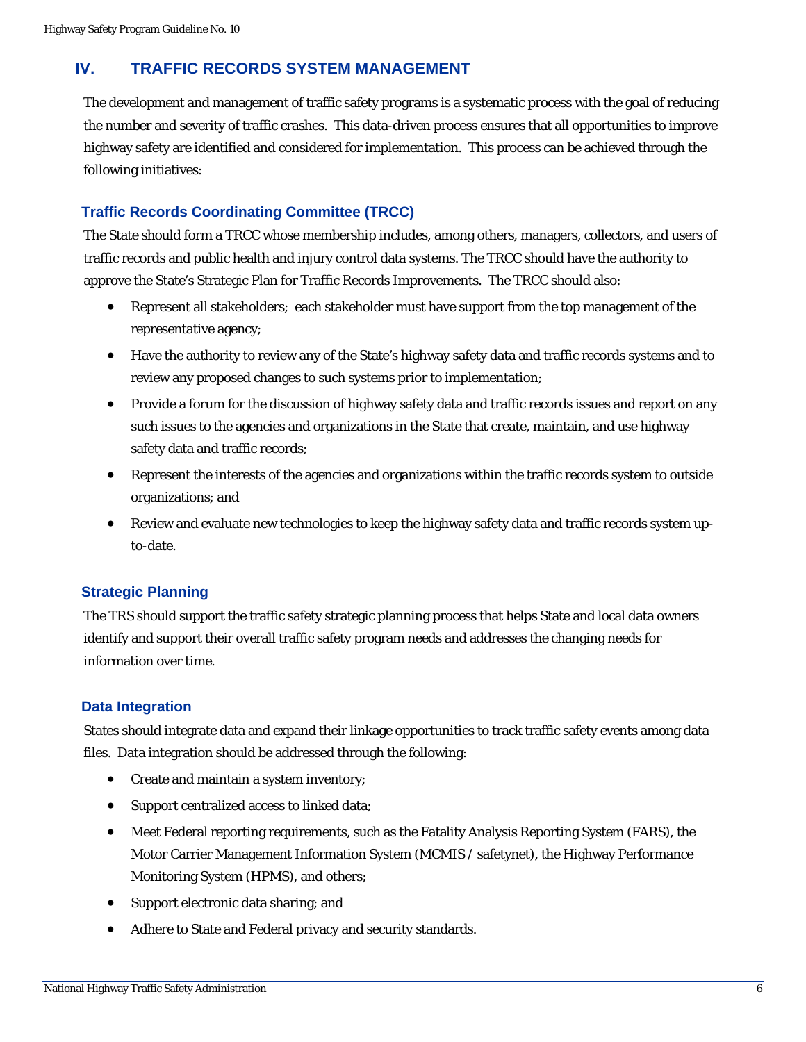## IV. TRAFFIC RECORDS SYSTEM MANAGEMENT

The development and management of traffic safety programs is a systematic process with the goal of reducing the number and severity of traffic crashes. This data-driven process ensures that all opportunities to improve highway safety are identified and considered for implementation. This process can be achieved through the following initiatives:

### Traffic Records Coordinating Committee (TRCC)

The State should form a TRCC whose membership includes, among others, managers, collectors, and users of traffic records and public health and injury control data systems. The TRCC should have the authority to approve the State's Strategic Plan for Traffic Records Improvements. The TRCC should also:

- Represent all stakeholders; each stakeholder must have support from the top management of the representative agency;
- Have the authority to review any of the State's highway safety data and traffic records systems and to review any proposed changes to such systems prior to implementation;
- Provide a forum for the discussion of highway safety data and traffic records issues and report on any such issues to the agencies and organizations in the State that create, maintain, and use highway safety data and traffic records;
- Represent the interests of the agencies and organizations within the traffic records system to outside organizations; and
- Review and evaluate new technologies to keep the highway safety data and traffic records system up-to-date.

### Strategic Planning

The TRS should support the traffic safety strategic planning process that helps State and local data owners identify and support their overall traffic safety program needs and addresses the changing needs for information over time.

### Data Integration

States should integrate data and expand their linkage opportunities to track traffic safety events among data files. Data integration should be addressed through the following:

- Create and maintain a system inventory;
- Support centralized access to linked data;
- Meet Federal reporting requirements, such as the Fatality Analysis Reporting System (FARS), the Motor Carrier Management Information System (MCMIS / safetynet), the Highway Performance Monitoring System (HPMS), and others;
- Support electronic data sharing; and
- Adhere to State and Federal privacy and security standards.